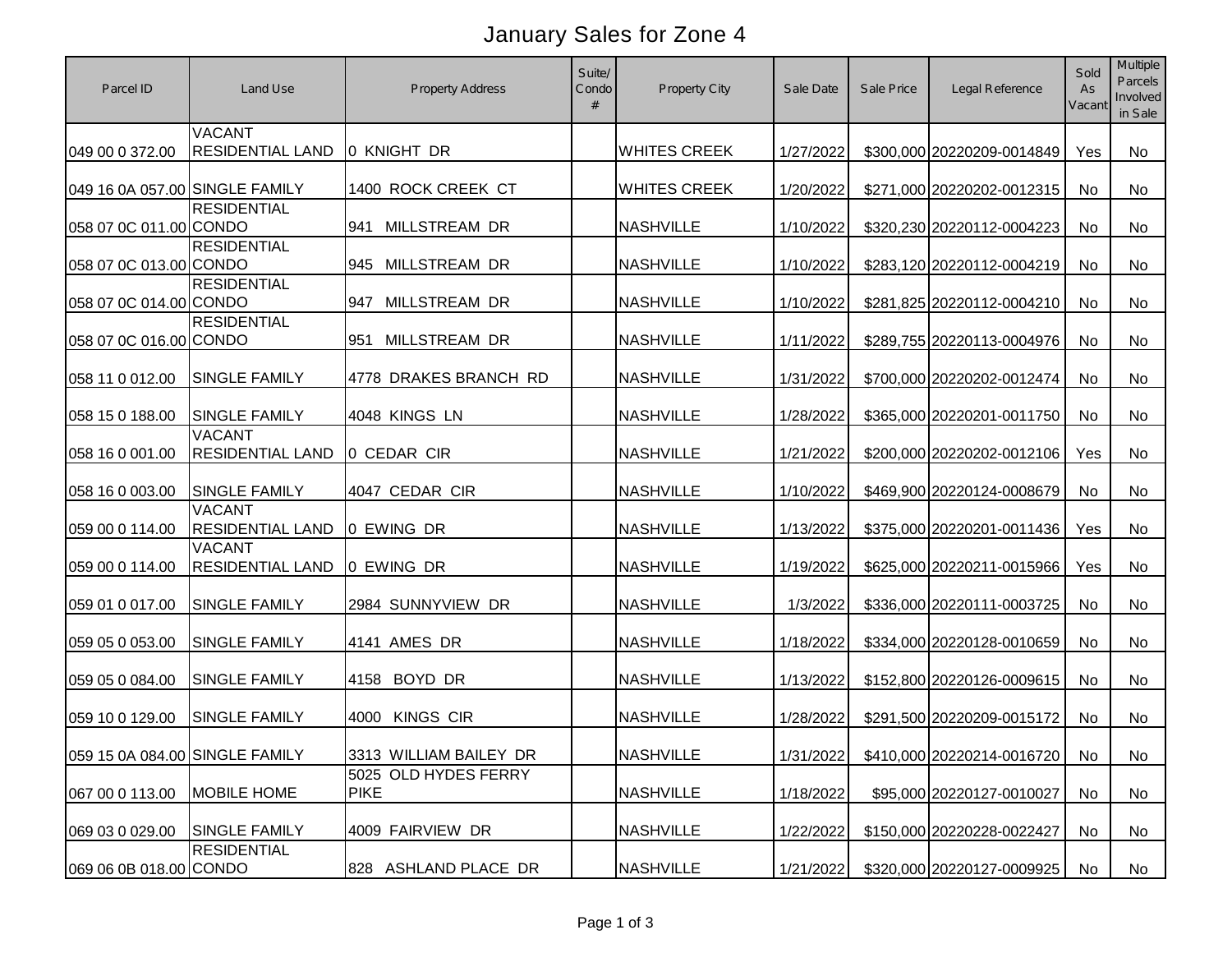# January Sales for Zone 4

| Parcel ID | Land Use | Property Address | Suite/ Condo # | Property City | Sale Date | Sale Price | Legal Reference | Sold As Vacant | Multiple Parcels Involved in Sale |
|---|---|---|---|---|---|---|---|---|---|
| 049 00 0 372.00 | VACANT RESIDENTIAL LAND | 0 KNIGHT DR | | WHITES CREEK | 1/27/2022 | $300,000 | 20220209-0014849 | Yes | No |
| 049 16 0A 057.00 | SINGLE FAMILY | 1400 ROCK CREEK CT | | WHITES CREEK | 1/20/2022 | $271,000 | 20220202-0012315 | No | No |
| 058 07 0C 011.00 | RESIDENTIAL CONDO | 941 MILLSTREAM DR | | NASHVILLE | 1/10/2022 | $320,230 | 20220112-0004223 | No | No |
| 058 07 0C 013.00 | RESIDENTIAL CONDO | 945 MILLSTREAM DR | | NASHVILLE | 1/10/2022 | $283,120 | 20220112-0004219 | No | No |
| 058 07 0C 014.00 | RESIDENTIAL CONDO | 947 MILLSTREAM DR | | NASHVILLE | 1/10/2022 | $281,825 | 20220112-0004210 | No | No |
| 058 07 0C 016.00 | RESIDENTIAL CONDO | 951 MILLSTREAM DR | | NASHVILLE | 1/11/2022 | $289,755 | 20220113-0004976 | No | No |
| 058 11 0 012.00 | SINGLE FAMILY | 4778 DRAKES BRANCH RD | | NASHVILLE | 1/31/2022 | $700,000 | 20220202-0012474 | No | No |
| 058 15 0 188.00 | SINGLE FAMILY | 4048 KINGS LN | | NASHVILLE | 1/28/2022 | $365,000 | 20220201-0011750 | No | No |
| 058 16 0 001.00 | VACANT RESIDENTIAL LAND | 0 CEDAR CIR | | NASHVILLE | 1/21/2022 | $200,000 | 20220202-0012106 | Yes | No |
| 058 16 0 003.00 | SINGLE FAMILY | 4047 CEDAR CIR | | NASHVILLE | 1/10/2022 | $469,900 | 20220124-0008679 | No | No |
| 059 00 0 114.00 | VACANT RESIDENTIAL LAND | 0 EWING DR | | NASHVILLE | 1/13/2022 | $375,000 | 20220201-0011436 | Yes | No |
| 059 00 0 114.00 | VACANT RESIDENTIAL LAND | 0 EWING DR | | NASHVILLE | 1/19/2022 | $625,000 | 20220211-0015966 | Yes | No |
| 059 01 0 017.00 | SINGLE FAMILY | 2984 SUNNYVIEW DR | | NASHVILLE | 1/3/2022 | $336,000 | 20220111-0003725 | No | No |
| 059 05 0 053.00 | SINGLE FAMILY | 4141 AMES DR | | NASHVILLE | 1/18/2022 | $334,000 | 20220128-0010659 | No | No |
| 059 05 0 084.00 | SINGLE FAMILY | 4158 BOYD DR | | NASHVILLE | 1/13/2022 | $152,800 | 20220126-0009615 | No | No |
| 059 10 0 129.00 | SINGLE FAMILY | 4000 KINGS CIR | | NASHVILLE | 1/28/2022 | $291,500 | 20220209-0015172 | No | No |
| 059 15 0A 084.00 | SINGLE FAMILY | 3313 WILLIAM BAILEY DR | | NASHVILLE | 1/31/2022 | $410,000 | 20220214-0016720 | No | No |
| 067 00 0 113.00 | MOBILE HOME | 5025 OLD HYDES FERRY PIKE | | NASHVILLE | 1/18/2022 | $95,000 | 20220127-0010027 | No | No |
| 069 03 0 029.00 | SINGLE FAMILY | 4009 FAIRVIEW DR | | NASHVILLE | 1/22/2022 | $150,000 | 20220228-0022427 | No | No |
| 069 06 0B 018.00 | RESIDENTIAL CONDO | 828 ASHLAND PLACE DR | | NASHVILLE | 1/21/2022 | $320,000 | 20220127-0009925 | No | No |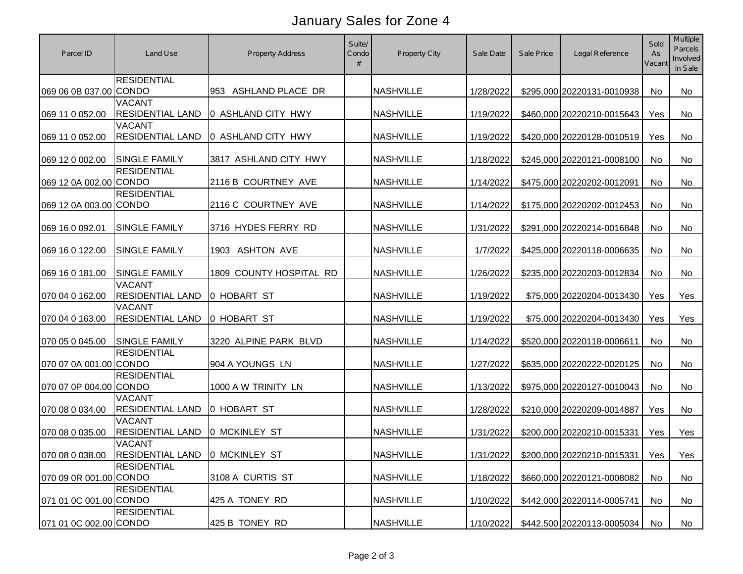# January Sales for Zone 4

| Parcel ID | Land Use | Property Address | Suite/ Condo # | Property City | Sale Date | Sale Price | Legal Reference | Sold As Vacant | Multiple Parcels Involved in Sale |
|---|---|---|---|---|---|---|---|---|---|
| 069 06 0B 037.00 | RESIDENTIAL CONDO | 953 ASHLAND PLACE DR | | NASHVILLE | 1/28/2022 | $295,000 | 20220131-0010938 | No | No |
| 069 11 0 052.00 | VACANT RESIDENTIAL LAND | 0 ASHLAND CITY HWY | | NASHVILLE | 1/19/2022 | $460,000 | 20220210-0015643 | Yes | No |
| 069 11 0 052.00 | VACANT RESIDENTIAL LAND | 0 ASHLAND CITY HWY | | NASHVILLE | 1/19/2022 | $420,000 | 20220128-0010519 | Yes | No |
| 069 12 0 002.00 | SINGLE FAMILY | 3817 ASHLAND CITY HWY | | NASHVILLE | 1/18/2022 | $245,000 | 20220121-0008100 | No | No |
| 069 12 0A 002.00 | RESIDENTIAL CONDO | 2116 B COURTNEY AVE | | NASHVILLE | 1/14/2022 | $475,000 | 20220202-0012091 | No | No |
| 069 12 0A 003.00 | RESIDENTIAL CONDO | 2116 C COURTNEY AVE | | NASHVILLE | 1/14/2022 | $175,000 | 20220202-0012453 | No | No |
| 069 16 0 092.01 | SINGLE FAMILY | 3716 HYDES FERRY RD | | NASHVILLE | 1/31/2022 | $291,000 | 20220214-0016848 | No | No |
| 069 16 0 122.00 | SINGLE FAMILY | 1903 ASHTON AVE | | NASHVILLE | 1/7/2022 | $425,000 | 20220118-0006635 | No | No |
| 069 16 0 181.00 | SINGLE FAMILY | 1809 COUNTY HOSPITAL RD | | NASHVILLE | 1/26/2022 | $235,000 | 20220203-0012834 | No | No |
| 070 04 0 162.00 | VACANT RESIDENTIAL LAND | 0 HOBART ST | | NASHVILLE | 1/19/2022 | $75,000 | 20220204-0013430 | Yes | Yes |
| 070 04 0 163.00 | VACANT RESIDENTIAL LAND | 0 HOBART ST | | NASHVILLE | 1/19/2022 | $75,000 | 20220204-0013430 | Yes | Yes |
| 070 05 0 045.00 | SINGLE FAMILY | 3220 ALPINE PARK BLVD | | NASHVILLE | 1/14/2022 | $520,000 | 20220118-0006611 | No | No |
| 070 07 0A 001.00 | RESIDENTIAL CONDO | 904 A YOUNGS LN | | NASHVILLE | 1/27/2022 | $635,000 | 20220222-0020125 | No | No |
| 070 07 0P 004.00 | RESIDENTIAL CONDO | 1000 A W TRINITY LN | | NASHVILLE | 1/13/2022 | $975,000 | 20220127-0010043 | No | No |
| 070 08 0 034.00 | VACANT RESIDENTIAL LAND | 0 HOBART ST | | NASHVILLE | 1/28/2022 | $210,000 | 20220209-0014887 | Yes | No |
| 070 08 0 035.00 | VACANT RESIDENTIAL LAND | 0 MCKINLEY ST | | NASHVILLE | 1/31/2022 | $200,000 | 20220210-0015331 | Yes | Yes |
| 070 08 0 038.00 | VACANT RESIDENTIAL LAND | 0 MCKINLEY ST | | NASHVILLE | 1/31/2022 | $200,000 | 20220210-0015331 | Yes | Yes |
| 070 09 0R 001.00 | RESIDENTIAL CONDO | 3108 A CURTIS ST | | NASHVILLE | 1/18/2022 | $660,000 | 20220121-0008082 | No | No |
| 071 01 0C 001.00 | RESIDENTIAL CONDO | 425 A TONEY RD | | NASHVILLE | 1/10/2022 | $442,000 | 20220114-0005741 | No | No |
| 071 01 0C 002.00 | RESIDENTIAL CONDO | 425 B TONEY RD | | NASHVILLE | 1/10/2022 | $442,500 | 20220113-0005034 | No | No |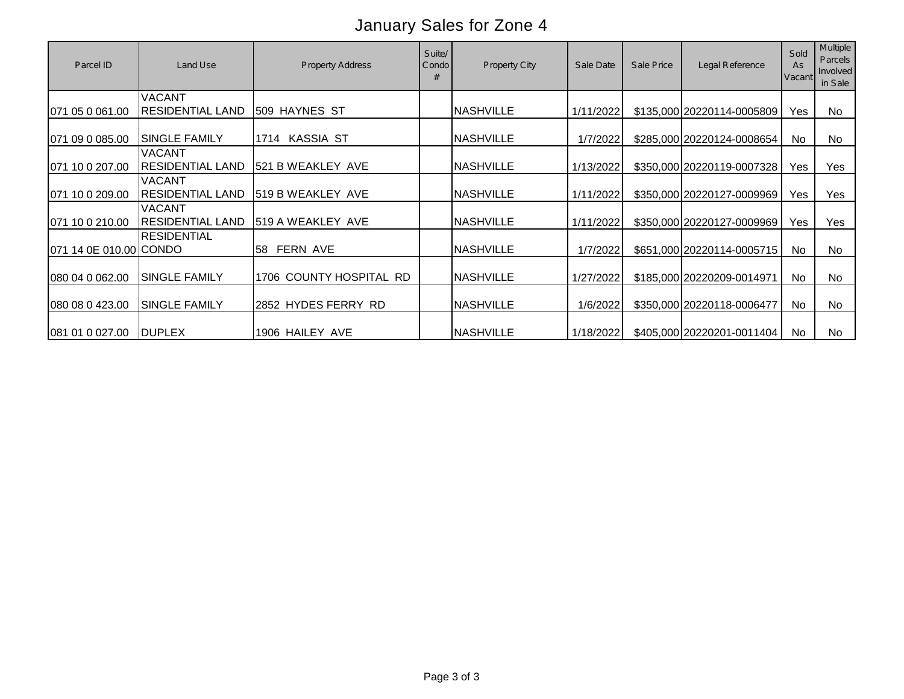# January Sales for Zone 4

| Parcel ID | Land Use | Property Address | Suite/ Condo # | Property City | Sale Date | Sale Price | Legal Reference | Sold As Vacant | Multiple Parcels Involved in Sale |
|---|---|---|---|---|---|---|---|---|---|
| 071 05 0 061.00 | VACANT RESIDENTIAL LAND | 509 HAYNES ST | | NASHVILLE | 1/11/2022 | $135,000 | 20220114-0005809 | Yes | No |
| 071 09 0 085.00 | SINGLE FAMILY | 1714 KASSIA ST | | NASHVILLE | 1/7/2022 | $285,000 | 20220124-0008654 | No | No |
| 071 10 0 207.00 | VACANT RESIDENTIAL LAND | 521 B WEAKLEY AVE | | NASHVILLE | 1/13/2022 | $350,000 | 20220119-0007328 | Yes | Yes |
| 071 10 0 209.00 | VACANT RESIDENTIAL LAND | 519 B WEAKLEY AVE | | NASHVILLE | 1/11/2022 | $350,000 | 20220127-0009969 | Yes | Yes |
| 071 10 0 210.00 | VACANT RESIDENTIAL LAND | 519 A WEAKLEY AVE | | NASHVILLE | 1/11/2022 | $350,000 | 20220127-0009969 | Yes | Yes |
| 071 14 0E 010.00 | RESIDENTIAL CONDO | 58 FERN AVE | | NASHVILLE | 1/7/2022 | $651,000 | 20220114-0005715 | No | No |
| 080 04 0 062.00 | SINGLE FAMILY | 1706 COUNTY HOSPITAL RD | | NASHVILLE | 1/27/2022 | $185,000 | 20220209-0014971 | No | No |
| 080 08 0 423.00 | SINGLE FAMILY | 2852 HYDES FERRY RD | | NASHVILLE | 1/6/2022 | $350,000 | 20220118-0006477 | No | No |
| 081 01 0 027.00 | DUPLEX | 1906 HAILEY AVE | | NASHVILLE | 1/18/2022 | $405,000 | 20220201-0011404 | No | No |